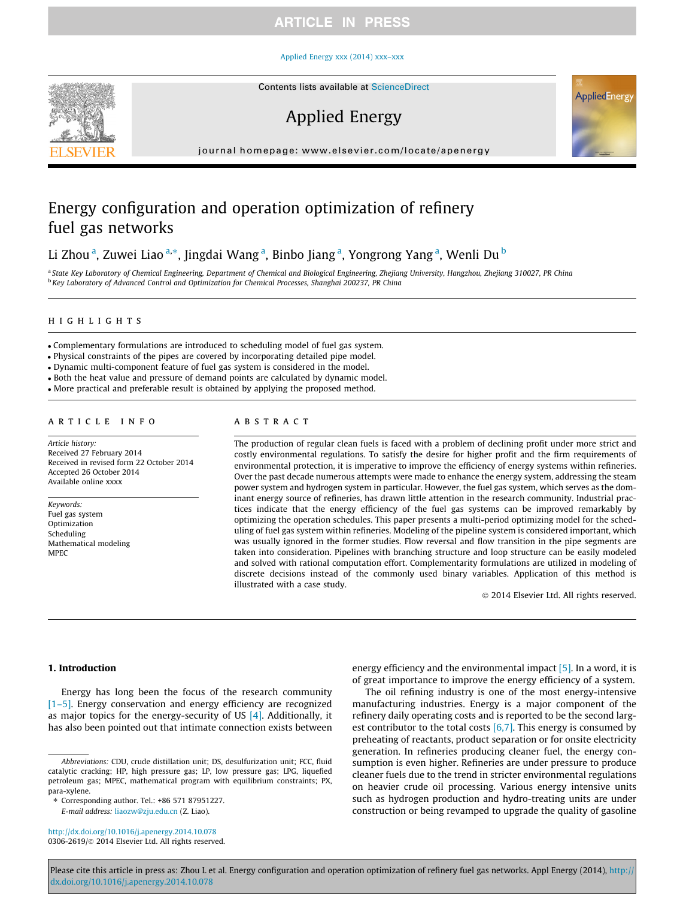# Energy configuration and operation optimization of refinery fuel gas networks

Li Zhou [a], Zuwei Liao [a,*], Jingdai Wang [a], Binbo Jiang [a], Yongrong Yang [a], Wenli Du [b]

[a] State Key Laboratory of Chemical Engineering, Department of Chemical and Biological Engineering, Zhejiang University, Hangzhou, Zhejiang 310027, PR China
[b] Key Laboratory of Advanced Control and Optimization for Chemical Processes, Shanghai 200237, PR China

## HIGHLIGHTS

- Complementary formulations are introduced to scheduling model of fuel gas system.
- Physical constraints of the pipes are covered by incorporating detailed pipe model.
- Dynamic multi-component feature of fuel gas system is considered in the model.
- Both the heat value and pressure of demand points are calculated by dynamic model.
- More practical and preferable result is obtained by applying the proposed method.

## ARTICLE INFO

*Article history:*
Received 27 February 2014
Received in revised form 22 October 2014
Accepted 26 October 2014
Available online xxxx

*Keywords:*
Fuel gas system
Optimization
Scheduling
Mathematical modeling
MPEC

## ABSTRACT

The production of regular clean fuels is faced with a problem of declining profit under more strict and costly environmental regulations. To satisfy the desire for higher profit and the firm requirements of environmental protection, it is imperative to improve the efficiency of energy systems within refineries. Over the past decade numerous attempts were made to enhance the energy system, addressing the steam power system and hydrogen system in particular. However, the fuel gas system, which serves as the dominant energy source of refineries, has drawn little attention in the research community. Industrial practices indicate that the energy efficiency of the fuel gas systems can be improved remarkably by optimizing the operation schedules. This paper presents a multi-period optimizing model for the scheduling of fuel gas system within refineries. Modeling of the pipeline system is considered important, which was usually ignored in the former studies. Flow reversal and flow transition in the pipe segments are taken into consideration. Pipelines with branching structure and loop structure can be easily modeled and solved with rational computation effort. Complementarity formulations are utilized in modeling of discrete decisions instead of the commonly used binary variables. Application of this method is illustrated with a case study.

© 2014 Elsevier Ltd. All rights reserved.

## 1. Introduction

Energy has long been the focus of the research community [1–5]. Energy conservation and energy efficiency are recognized as major topics for the energy-security of US [4]. Additionally, it has also been pointed out that intimate connection exists between energy efficiency and the environmental impact [5]. In a word, it is of great importance to improve the energy efficiency of a system.

The oil refining industry is one of the most energy-intensive manufacturing industries. Energy is a major component of the refinery daily operating costs and is reported to be the second largest contributor to the total costs [6,7]. This energy is consumed by preheating of reactants, product separation or for onsite electricity generation. In refineries producing cleaner fuel, the energy consumption is even higher. Refineries are under pressure to produce cleaner fuels due to the trend in stricter environmental regulations on heavier crude oil processing. Various energy intensive units such as hydrogen production and hydro-treating units are under construction or being revamped to upgrade the quality of gasoline

*Abbreviations:* CDU, crude distillation unit; DS, desulfurization unit; FCC, fluid catalytic cracking; HP, high pressure gas; LP, low pressure gas; LPG, liquefied petroleum gas; MPEC, mathematical program with equilibrium constraints; PX, para-xylene.

\* Corresponding author. Tel.: +86 571 87951227.
*E-mail address:* liaozw@zju.edu.cn (Z. Liao).

http://dx.doi.org/10.1016/j.apenergy.2014.10.078
0306-2619/© 2014 Elsevier Ltd. All rights reserved.

Please cite this article in press as: Zhou L et al. Energy configuration and operation optimization of refinery fuel gas networks. Appl Energy (2014), http://dx.doi.org/10.1016/j.apenergy.2014.10.078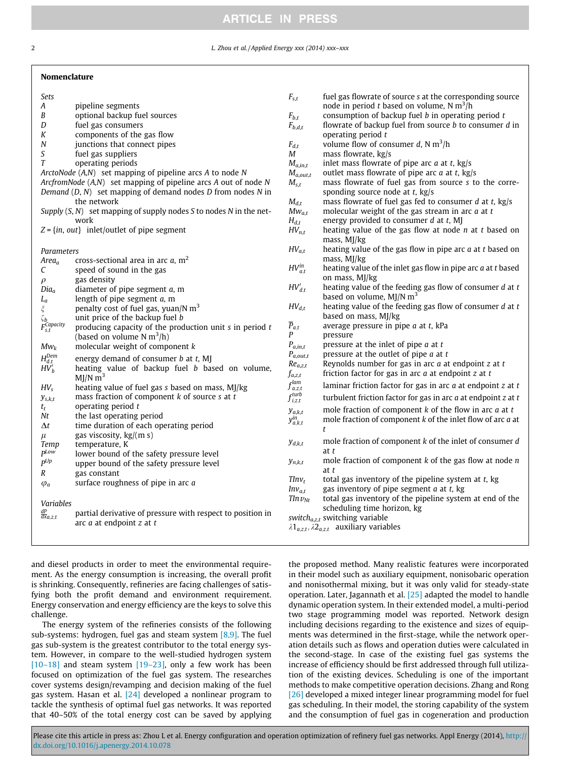## Nomenclature

### Sets

| | |
|---|---|
| $A$ | pipeline segments |
| $B$ | optional backup fuel sources |
| $D$ | fuel gas consumers |
| $K$ | components of the gas flow |
| $N$ | junctions that connect pipes |
| $S$ | fuel gas suppliers |
| $T$ | operating periods |
| $ArctoNode\ (A,N)$ | set mapping of pipeline arcs $A$ to node $N$ |
| $ArcfromNode\ (A,N)$ | set mapping of pipeline arcs $A$ out of node $N$ |
| $Demand\ (D,N)$ | set mapping of demand nodes $D$ from nodes $N$ in the network |
| $Supply\ (S,N)$ | set mapping of supply nodes $S$ to nodes $N$ in the network |
| $Z = \{in, out\}$ | inlet/outlet of pipe segment |

### Parameters

| | |
|---|---|
| $Area_a$ | cross-sectional area in arc $a$, m$^2$ |
| $C$ | speed of sound in the gas |
| $\rho$ | gas density |
| $Dia_a$ | diameter of pipe segment $a$, m |
| $L_a$ | length of pipe segment $a$, m |
| $\xi$ | penalty cost of fuel gas, yuan/N m$^3$ |
| $\zeta_b$ | unit price of the backup fuel $b$ |
| $F_{s,t}^{Capacity}$ | producing capacity of the production unit $s$ in period $t$ (based on volume N m$^3$/h) |
| $Mw_k$ | molecular weight of component $k$ |
| $H_{d,t}^{Dem}$ | energy demand of consumer $b$ at $t$, MJ |
| $HV_b'$ | heating value of backup fuel $b$ based on volume, MJ/N m$^3$ |
| $HV_s$ | heating value of fuel gas $s$ based on mass, MJ/kg |
| $y_{s,k,t}$ | mass fraction of component $k$ of source $s$ at $t$ |
| $t_t$ | operating period $t$ |
| $Nt$ | the last operating period |
| $\Delta t$ | time duration of each operating period |
| $\mu$ | gas viscosity, kg/(m s) |
| $Temp$ | temperature, K |
| $P^{Low}$ | lower bound of the safety pressure level |
| $P^{Up}$ | upper bound of the safety pressure level |
| $R$ | gas constant |
| $\varphi_a$ | surface roughness of pipe in arc $a$ |

### Variables

| | |
|---|---|
| $\frac{dP}{dx}_{a,z,t}$ | partial derivative of pressure with respect to position in arc $a$ at endpoint $z$ at $t$ |
| $F_{s,t}$ | fuel gas flowrate of source $s$ at the corresponding source node in period $t$ based on volume, N m$^3$/h |
| $F_{b,t}$ | consumption of backup fuel $b$ in operating period $t$ |
| $F_{b,d,t}$ | flowrate of backup fuel from source $b$ to consumer $d$ in operating period $t$ |
| $F_{d,t}$ | volume flow of consumer $d$, N m$^3$/h |
| $M$ | mass flowrate, kg/s |
| $M_{a,in,t}$ | inlet mass flowrate of pipe arc $a$ at $t$, kg/s |
| $M_{a,out,t}$ | outlet mass flowrate of pipe arc $a$ at $t$, kg/s |
| $M_{s,t}$ | mass flowrate of fuel gas from source $s$ to the corresponding source node at $t$, kg/s |
| $M_{d,t}$ | mass flowrate of fuel gas fed to consumer $d$ at $t$, kg/s |
| $Mw_{a,t}$ | molecular weight of the gas stream in arc $a$ at $t$ |
| $H_{d,t}$ | energy provided to consumer $d$ at $t$, MJ |
| $HV_{n,t}$ | heating value of the gas flow at node $n$ at $t$ based on mass, MJ/kg |
| $HV_{a,t}$ | heating value of the gas flow in pipe arc $a$ at $t$ based on mass, MJ/kg |
| $HV_{a,t}^{in}$ | heating value of the inlet gas flow in pipe arc $a$ at $t$ based on mass, MJ/kg |
| $HV_{d,t}'$ | heating value of the feeding gas flow of consumer $d$ at $t$ based on volume, MJ/N m$^3$ |
| $HV_{d,t}$ | heating value of the feeding gas flow of consumer $d$ at $t$ based on mass, MJ/kg |
| $\overline{P}_{a,t}$ | average pressure in pipe $a$ at $t$, kPa |
| $P$ | pressure |
| $P_{a,in,t}$ | pressure at the inlet of pipe $a$ at $t$ |
| $P_{a,out,t}$ | pressure at the outlet of pipe $a$ at $t$ |
| $Re_{a,z,t}$ | Reynolds number for gas in arc $a$ at endpoint $z$ at $t$ |
| $f_{a,z,t}$ | friction factor for gas in arc $a$ at endpoint $z$ at $t$ |
| $f_{a,z,t}^{lam}$ | laminar friction factor for gas in arc $a$ at endpoint $z$ at $t$ |
| $f_{i,z,t}^{turb}$ | turbulent friction factor for gas in arc $a$ at endpoint $z$ at $t$ |
| $y_{a,k,t}$ | mole fraction of component $k$ of the flow in arc $a$ at $t$ |
| $y_{a,k,t}^{in}$ | mole fraction of component $k$ of the inlet flow of arc $a$ at $t$ |
| $y_{d,k,t}$ | mole fraction of component $k$ of the inlet of consumer $d$ at $t$ |
| $y_{n,k,t}$ | mole fraction of component $k$ of the gas flow at node $n$ at $t$ |
| $TInv_t$ | total gas inventory of the pipeline system at $t$, kg |
| $Inv_{a,t}$ | gas inventory of pipe segment $a$ at $t$, kg |
| $TInv_{Nt}$ | total gas inventory of the pipeline system at end of the scheduling time horizon, kg |
| $switch_{a,z,t}$ | switching variable |
| $\lambda 1_{a,z,t}, \lambda 2_{a,z,t}$ | auxiliary variables |

and diesel products in order to meet the environmental requirement. As the energy consumption is increasing, the overall profit is shrinking. Consequently, refineries are facing challenges of satisfying both the profit demand and environment requirement. Energy conservation and energy efficiency are the keys to solve this challenge.

The energy system of the refineries consists of the following sub-systems: hydrogen, fuel gas and steam system [8,9]. The fuel gas sub-system is the greatest contributor to the total energy system. However, in compare to the well-studied hydrogen system [10–18] and steam system [19–23], only a few work has been focused on optimization of the fuel gas system. The researches cover systems design/revamping and decision making of the fuel gas system. Hasan et al. [24] developed a nonlinear program to tackle the synthesis of optimal fuel gas networks. It was reported that 40–50% of the total energy cost can be saved by applying the proposed method. Many realistic features were incorporated in their model such as auxiliary equipment, nonisobaric operation and nonisothermal mixing, but it was only valid for steady-state operation. Later, Jagannath et al. [25] adapted the model to handle dynamic operation system. In their extended model, a multi-period two stage programming model was reported. Network design including decisions regarding to the existence and sizes of equipments was determined in the first-stage, while the network operation details such as flows and operation duties were calculated in the second-stage. In case of the existing fuel gas systems the increase of efficiency should be first addressed through full utilization of the existing devices. Scheduling is one of the important methods to make competitive operation decisions. Zhang and Rong [26] developed a mixed integer linear programming model for fuel gas scheduling. In their model, the storing capability of the system and the consumption of fuel gas in cogeneration and production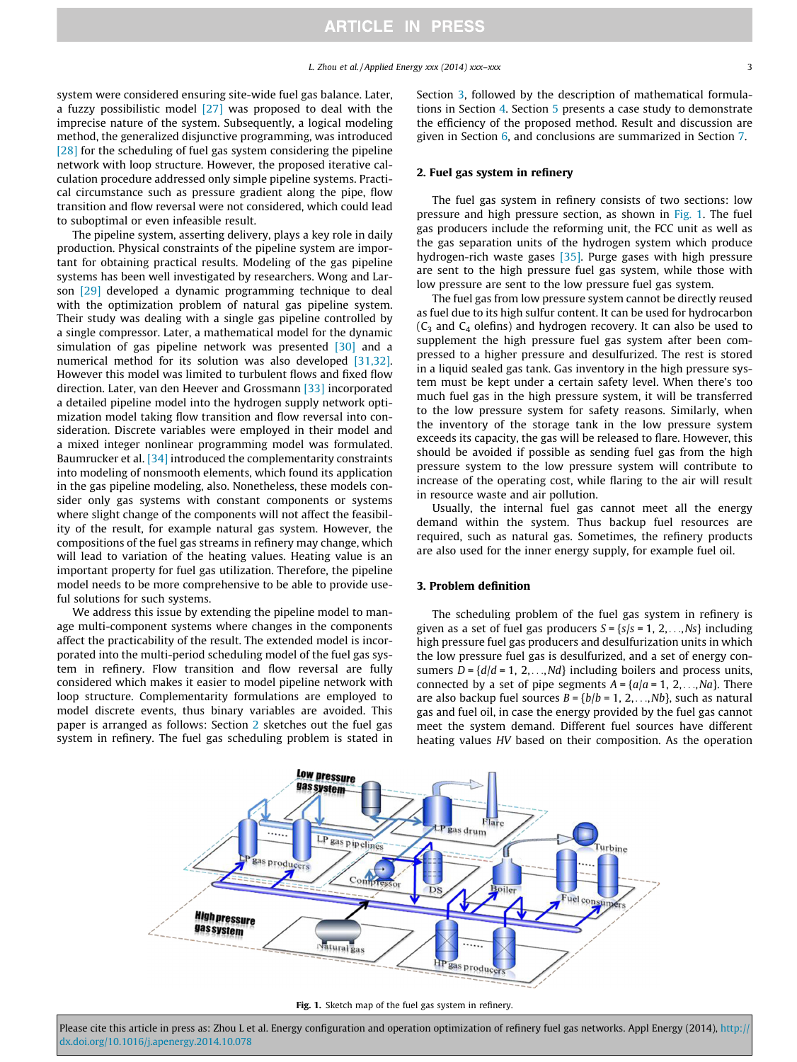system were considered ensuring site-wide fuel gas balance. Later, a fuzzy possibilistic model [27] was proposed to deal with the imprecise nature of the system. Subsequently, a logical modeling method, the generalized disjunctive programming, was introduced [28] for the scheduling of fuel gas system considering the pipeline network with loop structure. However, the proposed iterative calculation procedure addressed only simple pipeline systems. Practical circumstance such as pressure gradient along the pipe, flow transition and flow reversal were not considered, which could lead to suboptimal or even infeasible result.

The pipeline system, asserting delivery, plays a key role in daily production. Physical constraints of the pipeline system are important for obtaining practical results. Modeling of the gas pipeline systems has been well investigated by researchers. Wong and Larson [29] developed a dynamic programming technique to deal with the optimization problem of natural gas pipeline system. Their study was dealing with a single gas pipeline controlled by a single compressor. Later, a mathematical model for the dynamic simulation of gas pipeline network was presented [30] and a numerical method for its solution was also developed [31,32]. However this model was limited to turbulent flows and fixed flow direction. Later, van den Heever and Grossmann [33] incorporated a detailed pipeline model into the hydrogen supply network optimization model taking flow transition and flow reversal into consideration. Discrete variables were employed in their model and a mixed integer nonlinear programming model was formulated. Baumrucker et al. [34] introduced the complementarity constraints into modeling of nonsmooth elements, which found its application in the gas pipeline modeling, also. Nonetheless, these models consider only gas systems with constant components or systems where slight change of the components will not affect the feasibility of the result, for example natural gas system. However, the compositions of the fuel gas streams in refinery may change, which will lead to variation of the heating values. Heating value is an important property for fuel gas utilization. Therefore, the pipeline model needs to be more comprehensive to be able to provide useful solutions for such systems.

We address this issue by extending the pipeline model to manage multi-component systems where changes in the components affect the practicability of the result. The extended model is incorporated into the multi-period scheduling model of the fuel gas system in refinery. Flow transition and flow reversal are fully considered which makes it easier to model pipeline network with loop structure. Complementarity formulations are employed to model discrete events, thus binary variables are avoided. This paper is arranged as follows: Section 2 sketches out the fuel gas system in refinery. The fuel gas scheduling problem is stated in Section 3, followed by the description of mathematical formulations in Section 4. Section 5 presents a case study to demonstrate the efficiency of the proposed method. Result and discussion are given in Section 6, and conclusions are summarized in Section 7.

## 2. Fuel gas system in refinery

The fuel gas system in refinery consists of two sections: low pressure and high pressure section, as shown in Fig. 1. The fuel gas producers include the reforming unit, the FCC unit as well as the gas separation units of the hydrogen system which produce hydrogen-rich waste gases [35]. Purge gases with high pressure are sent to the high pressure fuel gas system, while those with low pressure are sent to the low pressure fuel gas system.

The fuel gas from low pressure system cannot be directly reused as fuel due to its high sulfur content. It can be used for hydrocarbon ($C_3$ and $C_4$ olefins) and hydrogen recovery. It can also be used to supplement the high pressure fuel gas system after been compressed to a higher pressure and desulfurized. The rest is stored in a liquid sealed gas tank. Gas inventory in the high pressure system must be kept under a certain safety level. When there's too much fuel gas in the high pressure system, it will be transferred to the low pressure system for safety reasons. Similarly, when the inventory of the storage tank in the low pressure system exceeds its capacity, the gas will be released to flare. However, this should be avoided if possible as sending fuel gas from the high pressure system to the low pressure system will contribute to increase of the operating cost, while flaring to the air will result in resource waste and air pollution.

Usually, the internal fuel gas cannot meet all the energy demand within the system. Thus backup fuel resources are required, such as natural gas. Sometimes, the refinery products are also used for the inner energy supply, for example fuel oil.

## 3. Problem definition

The scheduling problem of the fuel gas system in refinery is given as a set of fuel gas producers $S = \{s/s = 1, 2, \ldots, Ns\}$ including high pressure fuel gas producers and desulfurization units in which the low pressure fuel gas is desulfurized, and a set of energy consumers $D = \{d/d = 1, 2, \ldots, Nd\}$ including boilers and process units, connected by a set of pipe segments $A = \{a/a = 1, 2, \ldots, Na\}$. There are also backup fuel sources $B = \{b/b = 1, 2, \ldots, Nb\}$, such as natural gas and fuel oil, in case the energy provided by the fuel gas cannot meet the system demand. Different fuel sources have different heating values $HV$ based on their composition. As the operation

Fig. 1. Sketch map of the fuel gas system in refinery.

Please cite this article in press as: Zhou L et al. Energy configuration and operation optimization of refinery fuel gas networks. Appl Energy (2014), http://dx.doi.org/10.1016/j.apenergy.2014.10.078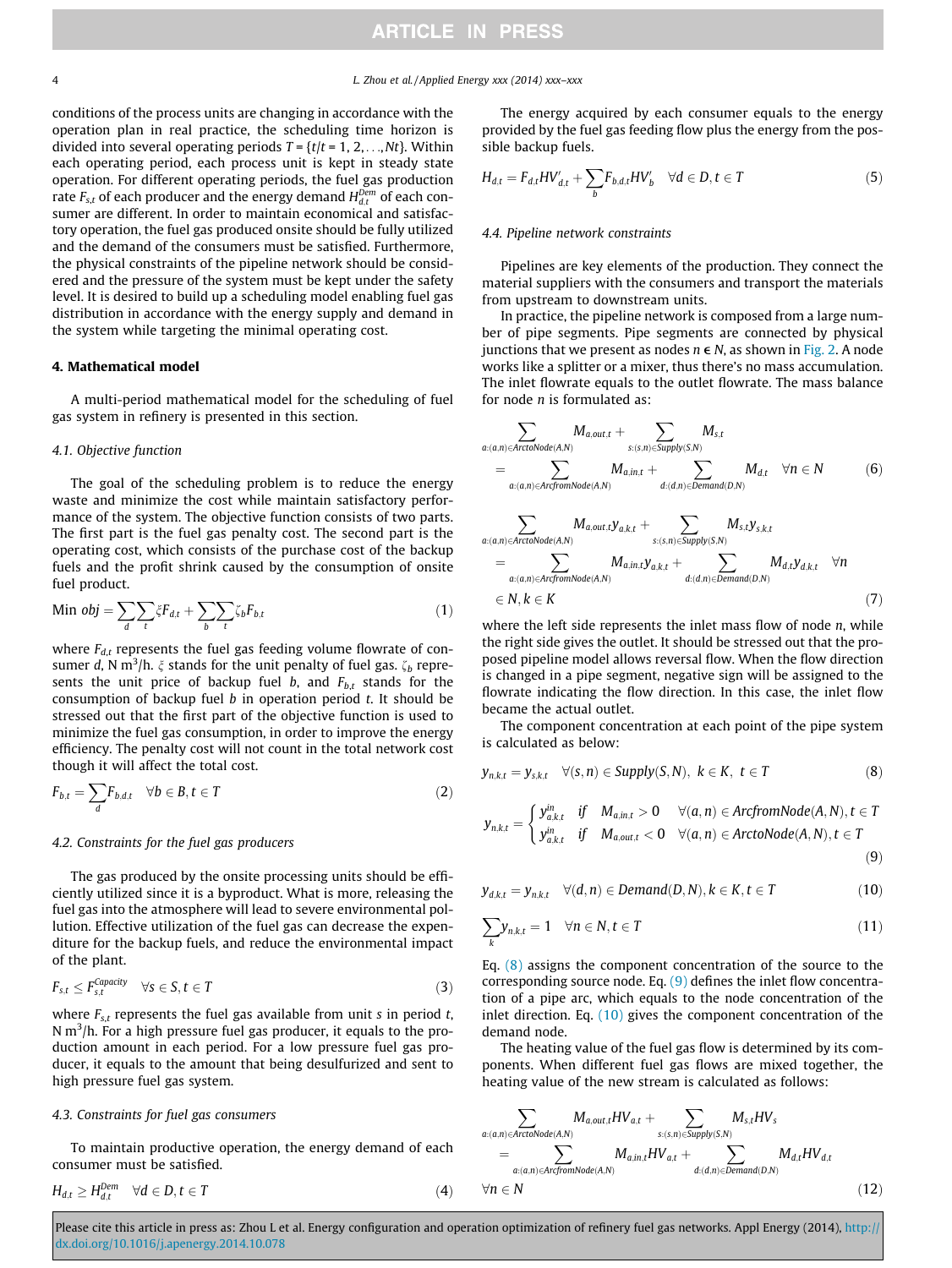conditions of the process units are changing in accordance with the operation plan in real practice, the scheduling time horizon is divided into several operating periods $T = \{t/t = 1, 2, \ldots, Nt\}$. Within each operating period, each process unit is kept in steady state operation. For different operating periods, the fuel gas production rate $F_{s,t}$ of each producer and the energy demand $H_{d,t}^{Dem}$ of each consumer are different. In order to maintain economical and satisfactory operation, the fuel gas produced onsite should be fully utilized and the demand of the consumers must be satisfied. Furthermore, the physical constraints of the pipeline network should be considered and the pressure of the system must be kept under the safety level. It is desired to build up a scheduling model enabling fuel gas distribution in accordance with the energy supply and demand in the system while targeting the minimal operating cost.

## 4. Mathematical model

A multi-period mathematical model for the scheduling of fuel gas system in refinery is presented in this section.

### 4.1. Objective function

The goal of the scheduling problem is to reduce the energy waste and minimize the cost while maintain satisfactory performance of the system. The objective function consists of two parts. The first part is the fuel gas penalty cost. The second part is the operating cost, which consists of the purchase cost of the backup fuels and the profit shrink caused by the consumption of onsite fuel product.

$$\text{Min } obj = \sum_{d}\sum_{t}\xi F_{d,t} + \sum_{b}\sum_{t}\zeta_b F_{b,t} \tag{1}$$

where $F_{d,t}$ represents the fuel gas feeding volume flowrate of consumer $d$, N m$^3$/h. $\xi$ stands for the unit penalty of fuel gas. $\zeta_b$ represents the unit price of backup fuel $b$, and $F_{b,t}$ stands for the consumption of backup fuel $b$ in operation period $t$. It should be stressed out that the first part of the objective function is used to minimize the fuel gas consumption, in order to improve the energy efficiency. The penalty cost will not count in the total network cost though it will affect the total cost.

$$F_{b,t} = \sum_{d} F_{b,d,t} \quad \forall b \in B, t \in T \tag{2}$$

### 4.2. Constraints for the fuel gas producers

The gas produced by the onsite processing units should be efficiently utilized since it is a byproduct. What is more, releasing the fuel gas into the atmosphere will lead to severe environmental pollution. Effective utilization of the fuel gas can decrease the expenditure for the backup fuels, and reduce the environmental impact of the plant.

$$F_{s,t} \leq F_{s,t}^{Capacity} \quad \forall s \in S, t \in T \tag{3}$$

where $F_{s,t}$ represents the fuel gas available from unit $s$ in period $t$, N m$^3$/h. For a high pressure fuel gas producer, it equals to the production amount in each period. For a low pressure fuel gas producer, it equals to the amount that being desulfurized and sent to high pressure fuel gas system.

### 4.3. Constraints for fuel gas consumers

To maintain productive operation, the energy demand of each consumer must be satisfied.

$$H_{d,t} \geq H_{d,t}^{Dem} \quad \forall d \in D, t \in T \tag{4}$$

The energy acquired by each consumer equals to the energy provided by the fuel gas feeding flow plus the energy from the possible backup fuels.

$$H_{d,t} = F_{d,t} HV'_{d,t} + \sum_{b} F_{b,d,t} HV'_b \quad \forall d \in D, t \in T \tag{5}$$

### 4.4. Pipeline network constraints

Pipelines are key elements of the production. They connect the material suppliers with the consumers and transport the materials from upstream to downstream units.

In practice, the pipeline network is composed from a large number of pipe segments. Pipe segments are connected by physical junctions that we present as nodes $n \in N$, as shown in Fig. 2. A node works like a splitter or a mixer, thus there's no mass accumulation. The inlet flowrate equals to the outlet flowrate. The mass balance for node $n$ is formulated as:

$$\sum_{a:(a,n)\in ArctoNode(A,N)} M_{a,out,t} + \sum_{s:(s,n)\in Supply(S,N)} M_{s,t} = \sum_{a:(a,n)\in ArcfromNode(A,N)} M_{a,in,t} + \sum_{d:(d,n)\in Demand(D,N)} M_{d,t} \quad \forall n \in N \tag{6}$$

$$\sum_{a:(a,n)\in ArctoNode(A,N)} M_{a,out,t} y_{a,k,t} + \sum_{s:(s,n)\in Supply(S,N)} M_{s,t} y_{s,k,t} = \sum_{a:(a,n)\in ArcfromNode(A,N)} M_{a,in,t} y_{a,k,t} + \sum_{d:(d,n)\in Demand(D,N)} M_{d,t} y_{d,k,t} \quad \forall n \in N, k \in K \tag{7}$$

where the left side represents the inlet mass flow of node $n$, while the right side gives the outlet. It should be stressed out that the proposed pipeline model allows reversal flow. When the flow direction is changed in a pipe segment, negative sign will be assigned to the flowrate indicating the flow direction. In this case, the inlet flow became the actual outlet.

The component concentration at each point of the pipe system is calculated as below:

$$y_{n,k,t} = y_{s,k,t} \quad \forall (s,n) \in Supply(S,N), \; k \in K, \; t \in T \tag{8}$$

$$y_{n,k,t} = \begin{cases} y_{a,k,t}^{in} & \text{if} \quad M_{a,in,t} > 0 \quad \forall (a,n) \in ArcfromNode(A,N), t \in T \\ y_{a,k,t}^{in} & \text{if} \quad M_{a,out,t} < 0 \quad \forall (a,n) \in ArctoNode(A,N), t \in T \end{cases} \tag{9}$$

$$y_{d,k,t} = y_{n,k,t} \quad \forall (d,n) \in Demand(D,N), k \in K, t \in T \tag{10}$$

$$\sum_{k} y_{n,k,t} = 1 \quad \forall n \in N, t \in T \tag{11}$$

Eq. (8) assigns the component concentration of the source to the corresponding source node. Eq. (9) defines the inlet flow concentration of a pipe arc, which equals to the node concentration of the inlet direction. Eq. (10) gives the component concentration of the demand node.

The heating value of the fuel gas flow is determined by its components. When different fuel gas flows are mixed together, the heating value of the new stream is calculated as follows:

$$\sum_{a:(a,n)\in ArctoNode(A,N)} M_{a,out,t} HV_{a,t} + \sum_{s:(s,n)\in Supply(S,N)} M_{s,t} HV_s = \sum_{a:(a,n)\in ArcfromNode(A,N)} M_{a,in,t} HV_{a,t} + \sum_{d:(d,n)\in Demand(D,N)} M_{d,t} HV_{d,t} \quad \forall n \in N \tag{12}$$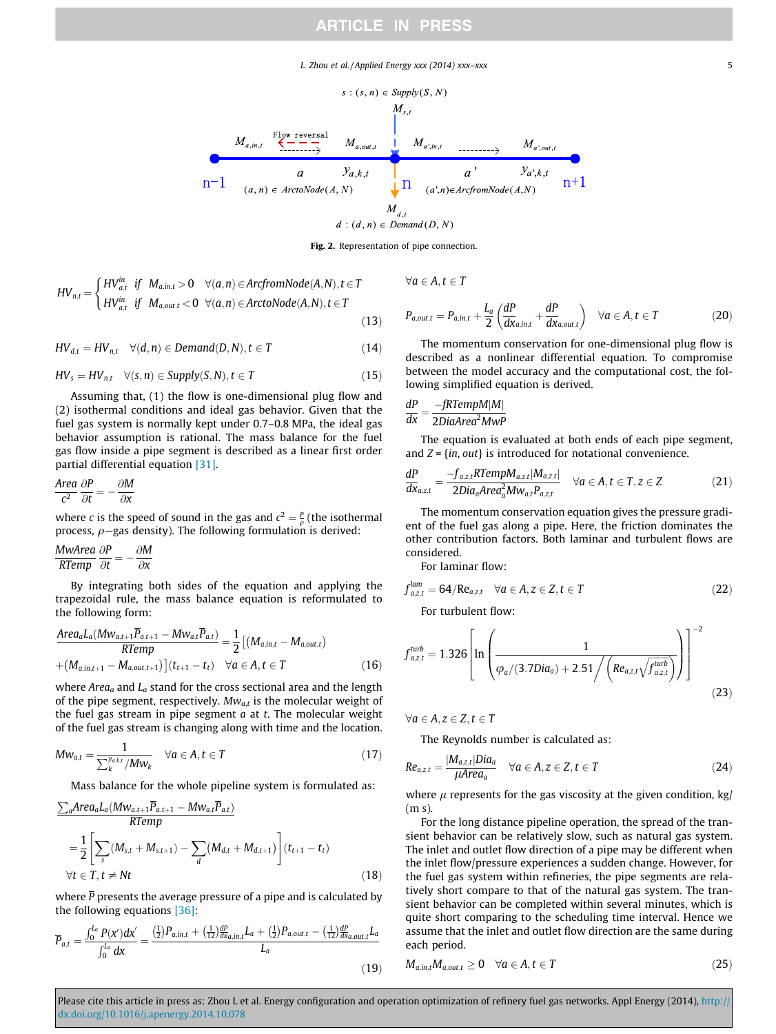Fig. 2. Representation of pipe connection.

$$HV_{n,t} = \begin{cases} HV_{a,t}^{in} & if \quad M_{a,in,t} > 0 \quad \forall (a,n) \in ArcfromNode(A,N), t \in T \\ HV_{a,t}^{in} & if \quad M_{a,out,t} < 0 \quad \forall (a,n) \in ArctoNode(A,N), t \in T \end{cases} \tag{13}$$

$$HV_{d,t} = HV_{n,t} \quad \forall (d,n) \in Demand(D,N), t \in T \tag{14}$$

$$HV_s = HV_{n,t} \quad \forall (s,n) \in Supply(S,N), t \in T \tag{15}$$

Assuming that, (1) the flow is one-dimensional plug flow and (2) isothermal conditions and ideal gas behavior. Given that the fuel gas system is normally kept under 0.7–0.8 MPa, the ideal gas behavior assumption is rational. The mass balance for the fuel gas flow inside a pipe segment is described as a linear first order partial differential equation [31].

$$\frac{Area}{c^2}\frac{\partial P}{\partial t} = -\frac{\partial M}{\partial x}$$

where $c$ is the speed of sound in the gas and $c^2 = \frac{p}{\rho}$ (the isothermal process, $\rho$—gas density). The following formulation is derived:

$$\frac{MwArea}{RTemp}\frac{\partial P}{\partial t} = -\frac{\partial M}{\partial x}$$

By integrating both sides of the equation and applying the trapezoidal rule, the mass balance equation is reformulated to the following form:

$$\frac{Area_a L_a (Mw_{a,t+1}\overline{P}_{a,t+1} - Mw_{a,t}\overline{P}_{a,t})}{RTemp} = \frac{1}{2}\left[(M_{a,in,t} - M_{a,out,t}) + (M_{a,in,t+1} - M_{a,out,t+1})\right](t_{t+1} - t_t) \quad \forall a \in A, t \in T \tag{16}$$

where $Area_a$ and $L_a$ stand for the cross sectional area and the length of the pipe segment, respectively. $Mw_{a,t}$ is the molecular weight of the fuel gas stream in pipe segment $a$ at $t$. The molecular weight of the fuel gas stream is changing along with time and the location.

$$Mw_{a,t} = \frac{1}{\sum_k^{y_{a,k,t}}/Mw_k} \quad \forall a \in A, t \in T \tag{17}$$

Mass balance for the whole pipeline system is formulated as:

$$\frac{\sum_a Area_a L_a (Mw_{a,t+1}\overline{P}_{a,t+1} - Mw_{a,t}\overline{P}_{a,t})}{RTemp} = \frac{1}{2}\left[\sum_s (M_{s,t} + M_{s,t+1}) - \sum_d (M_{d,t} + M_{d,t+1})\right](t_{t+1} - t_t) \quad \forall t \in T, t \neq Nt \tag{18}$$

where $\overline{P}$ presents the average pressure of a pipe and is calculated by the following equations [36]:

$$\overline{P}_{a,t} = \frac{\int_0^{L_a} P(x')dx'}{\int_0^{L_a} dx} = \frac{\left(\frac{1}{2}\right)P_{a,in,t} + \left(\frac{1}{12}\right)\frac{dP}{dx_{a,in,t}}L_a + \left(\frac{1}{2}\right)P_{a,out,t} - \left(\frac{1}{12}\right)\frac{dP}{dx_{a,out,t}}L_a}{L_a} \tag{19}$$

$\forall a \in A, t \in T$

$$P_{a,out,t} = P_{a,in,t} + \frac{L_a}{2}\left(\frac{dP}{dx_{a,in,t}} + \frac{dP}{dx_{a,out,t}}\right) \quad \forall a \in A, t \in T \tag{20}$$

The momentum conservation for one-dimensional plug flow is described as a nonlinear differential equation. To compromise between the model accuracy and the computational cost, the following simplified equation is derived.

$$\frac{dP}{dx} = \frac{-fRTempM|M|}{2DiaArea^2 MwP}$$

The equation is evaluated at both ends of each pipe segment, and $Z = \{in, out\}$ is introduced for notational convenience.

$$\frac{dP}{dx_{a,z,t}} = \frac{-f_{a,z,t}RTempM_{a,z,t}|M_{a,z,t}|}{2Dia_a Area_a^2 Mw_{a,t}P_{a,z,t}} \quad \forall a \in A, t \in T, z \in Z \tag{21}$$

The momentum conservation equation gives the pressure gradient of the fuel gas along a pipe. Here, the friction dominates the other contribution factors. Both laminar and turbulent flows are considered.

For laminar flow:

$$f_{a,z,t}^{lam} = 64/\mathrm{Re}_{a,z,t} \quad \forall a \in A, z \in Z, t \in T \tag{22}$$

For turbulent flow:

$$f_{a,z,t}^{turb} = 1.326\left[\ln\left(\frac{1}{\varphi_a/(3.7Dia_a) + 2.51\Big/\left(Re_{a,z,t}\sqrt{f_{a,z,t}^{turb}}\right)}\right)\right]^{-2} \tag{23}$$

$\forall a \in A, z \in Z, t \in T$

The Reynolds number is calculated as:

$$Re_{a,z,t} = \frac{|M_{a,z,t}|Dia_a}{\mu Area_a} \quad \forall a \in A, z \in Z, t \in T \tag{24}$$

where $\mu$ represents for the gas viscosity at the given condition, kg/(m s).

For the long distance pipeline operation, the spread of the transient behavior can be relatively slow, such as natural gas system. The inlet and outlet flow direction of a pipe may be different when the inlet flow/pressure experiences a sudden change. However, for the fuel gas system within refineries, the pipe segments are relatively short compare to that of the natural gas system. The transient behavior can be completed within several minutes, which is quite short comparing to the scheduling time interval. Hence we assume that the inlet and outlet flow direction are the same during each period.

$$M_{a,in,t}M_{a,out,t} \geq 0 \quad \forall a \in A, t \in T \tag{25}$$

Please cite this article in press as: Zhou L et al. Energy configuration and operation optimization of refinery fuel gas networks. Appl Energy (2014), http://dx.doi.org/10.1016/j.apenergy.2014.10.078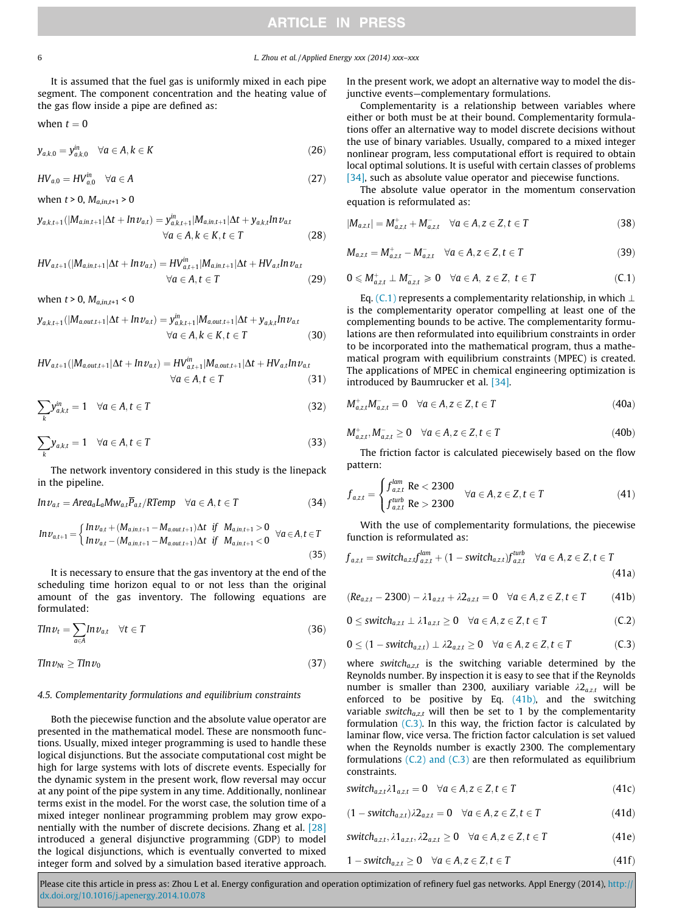It is assumed that the fuel gas is uniformly mixed in each pipe segment. The component concentration and the heating value of the gas flow inside a pipe are defined as:

when $t = 0$

$$y_{a,k,0} = y^{in}_{a,k,0} \quad \forall a \in A, k \in K \tag{26}$$

$$HV_{a,0} = HV^{in}_{a,0} \quad \forall a \in A \tag{27}$$

when $t > 0$, $M_{a,in,t+1} > 0$

$$y_{a,k,t+1}(|M_{a,in,t+1}|\Delta t + Inv_{a,t}) = y^{in}_{a,k,t+1}|M_{a,in,t+1}|\Delta t + y_{a,k,t}Inv_{a,t} \quad \forall a \in A, k \in K, t \in T \tag{28}$$

$$HV_{a,t+1}(|M_{a,in,t+1}|\Delta t + Inv_{a,t}) = HV^{in}_{a,t+1}|M_{a,in,t+1}|\Delta t + HV_{a,t}Inv_{a,t} \quad \forall a \in A, t \in T \tag{29}$$

when $t > 0$, $M_{a,in,t+1} < 0$

$$y_{a,k,t+1}(|M_{a,out,t+1}|\Delta t + Inv_{a,t}) = y^{in}_{a,k,t+1}|M_{a,out,t+1}|\Delta t + y_{a,k,t}Inv_{a,t} \quad \forall a \in A, k \in K, t \in T \tag{30}$$

$$HV_{a,t+1}(|M_{a,out,t+1}|\Delta t + Inv_{a,t}) = HV^{in}_{a,t+1}|M_{a,out,t+1}|\Delta t + HV_{a,t}Inv_{a,t} \quad \forall a \in A, t \in T \tag{31}$$

$$\sum_k y^{in}_{a,k,t} = 1 \quad \forall a \in A, t \in T \tag{32}$$

$$\sum_k y_{a,k,t} = 1 \quad \forall a \in A, t \in T \tag{33}$$

The network inventory considered in this study is the linepack in the pipeline.

$$Inv_{a,t} = Area_a L_a Mw_{a,t}\overline{P}_{a,t}/RTemp \quad \forall a \in A, t \in T \tag{34}$$

$$Inv_{a,t+1} = \begin{cases} Inv_{a,t} + (M_{a,in,t+1} - M_{a,out,t+1})\Delta t & \text{if} \quad M_{a,in,t+1} > 0 \\ Inv_{a,t} - (M_{a,in,t+1} - M_{a,out,t+1})\Delta t & \text{if} \quad M_{a,in,t+1} < 0 \end{cases} \quad \forall a \in A, t \in T \tag{35}$$

It is necessary to ensure that the gas inventory at the end of the scheduling time horizon equal to or not less than the original amount of the gas inventory. The following equations are formulated:

$$TInv_t = \sum_{a \in A} Inv_{a,t} \quad \forall t \in T \tag{36}$$

$$TInv_{Nt} \geq TInv_0 \tag{37}$$

### 4.5. Complementarity formulations and equilibrium constraints

Both the piecewise function and the absolute value operator are presented in the mathematical model. These are nonsmooth functions. Usually, mixed integer programming is used to handle these logical disjunctions. But the associate computational cost might be high for large systems with lots of discrete events. Especially for the dynamic system in the present work, flow reversal may occur at any point of the pipe system in any time. Additionally, nonlinear terms exist in the model. For the worst case, the solution time of a mixed integer nonlinear programming problem may grow exponentially with the number of discrete decisions. Zhang et al. [28] introduced a general disjunctive programming (GDP) to model the logical disjunctions, which is eventually converted to mixed integer form and solved by a simulation based iterative approach. In the present work, we adopt an alternative way to model the disjunctive events—complementary formulations.

Complementarity is a relationship between variables where either or both must be at their bound. Complementarity formulations offer an alternative way to model discrete decisions without the use of binary variables. Usually, compared to a mixed integer nonlinear program, less computational effort is required to obtain local optimal solutions. It is useful with certain classes of problems [34], such as absolute value operator and piecewise functions.

The absolute value operator in the momentum conservation equation is reformulated as:

$$|M_{a,z,t}| = M^+_{a,z,t} + M^-_{a,z,t} \quad \forall a \in A, z \in Z, t \in T \tag{38}$$

$$M_{a,z,t} = M^+_{a,z,t} - M^-_{a,z,t} \quad \forall a \in A, z \in Z, t \in T \tag{39}$$

$$0 \leqslant M^+_{a,z,t} \perp M^-_{a,z,t} \geqslant 0 \quad \forall a \in A, \ z \in Z, \ t \in T \tag{C.1}$$

Eq. (C.1) represents a complementarity relationship, in which $\perp$ is the complementarity operator compelling at least one of the complementing bounds to be active. The complementarity formulations are then reformulated into equilibrium constraints in order to be incorporated into the mathematical program, thus a mathematical program with equilibrium constraints (MPEC) is created. The applications of MPEC in chemical engineering optimization is introduced by Baumrucker et al. [34].

$$M^+_{a,z,t}M^-_{a,z,t} = 0 \quad \forall a \in A, z \in Z, t \in T \tag{40a}$$

$$M^+_{a,z,t}, M^-_{a,z,t} \geq 0 \quad \forall a \in A, z \in Z, t \in T \tag{40b}$$

The friction factor is calculated piecewisely based on the flow pattern:

$$f_{a,z,t} = \begin{cases} f^{lam}_{a,z,t} & \text{Re} < 2300 \\ f^{turb}_{a,z,t} & \text{Re} > 2300 \end{cases} \quad \forall a \in A, z \in Z, t \in T \tag{41}$$

With the use of complementarity formulations, the piecewise function is reformulated as:

$$f_{a,z,t} = switch_{a,z,t}f^{lam}_{a,z,t} + (1 - switch_{a,z,t})f^{turb}_{a,z,t} \quad \forall a \in A, z \in Z, t \in T \tag{41a}$$

$$(Re_{a,z,t} - 2300) - \lambda 1_{a,z,t} + \lambda 2_{a,z,t} = 0 \quad \forall a \in A, z \in Z, t \in T \tag{41b}$$

$$0 \leq switch_{a,z,t} \perp \lambda 1_{a,z,t} \geq 0 \quad \forall a \in A, z \in Z, t \in T \tag{C.2}$$

$$0 \leq (1 - switch_{a,z,t}) \perp \lambda 2_{a,z,t} \geq 0 \quad \forall a \in A, z \in Z, t \in T \tag{C.3}$$

where $switch_{a,z,t}$ is the switching variable determined by the Reynolds number. By inspection it is easy to see that if the Reynolds number is smaller than 2300, auxiliary variable $\lambda 2_{a,z,t}$ will be enforced to be positive by Eq. (41b), and the switching variable $switch_{a,z,t}$ will then be set to 1 by the complementarity formulation (C.3). In this way, the friction factor is calculated by laminar flow, vice versa. The friction factor calculation is set valued when the Reynolds number is exactly 2300. The complementary formulations (C.2) and (C.3) are then reformulated as equilibrium constraints.

$$switch_{a,z,t}\lambda 1_{a,z,t} = 0 \quad \forall a \in A, z \in Z, t \in T \tag{41c}$$

$$(1 - switch_{a,z,t})\lambda 2_{a,z,t} = 0 \quad \forall a \in A, z \in Z, t \in T \tag{41d}$$

$$switch_{a,z,t}, \lambda 1_{a,z,t}, \lambda 2_{a,z,t} \geq 0 \quad \forall a \in A, z \in Z, t \in T \tag{41e}$$

$$1 - switch_{a,z,t} \geq 0 \quad \forall a \in A, z \in Z, t \in T \tag{41f}$$

Please cite this article in press as: Zhou L et al. Energy configuration and operation optimization of refinery fuel gas networks. Appl Energy (2014), http://dx.doi.org/10.1016/j.apenergy.2014.10.078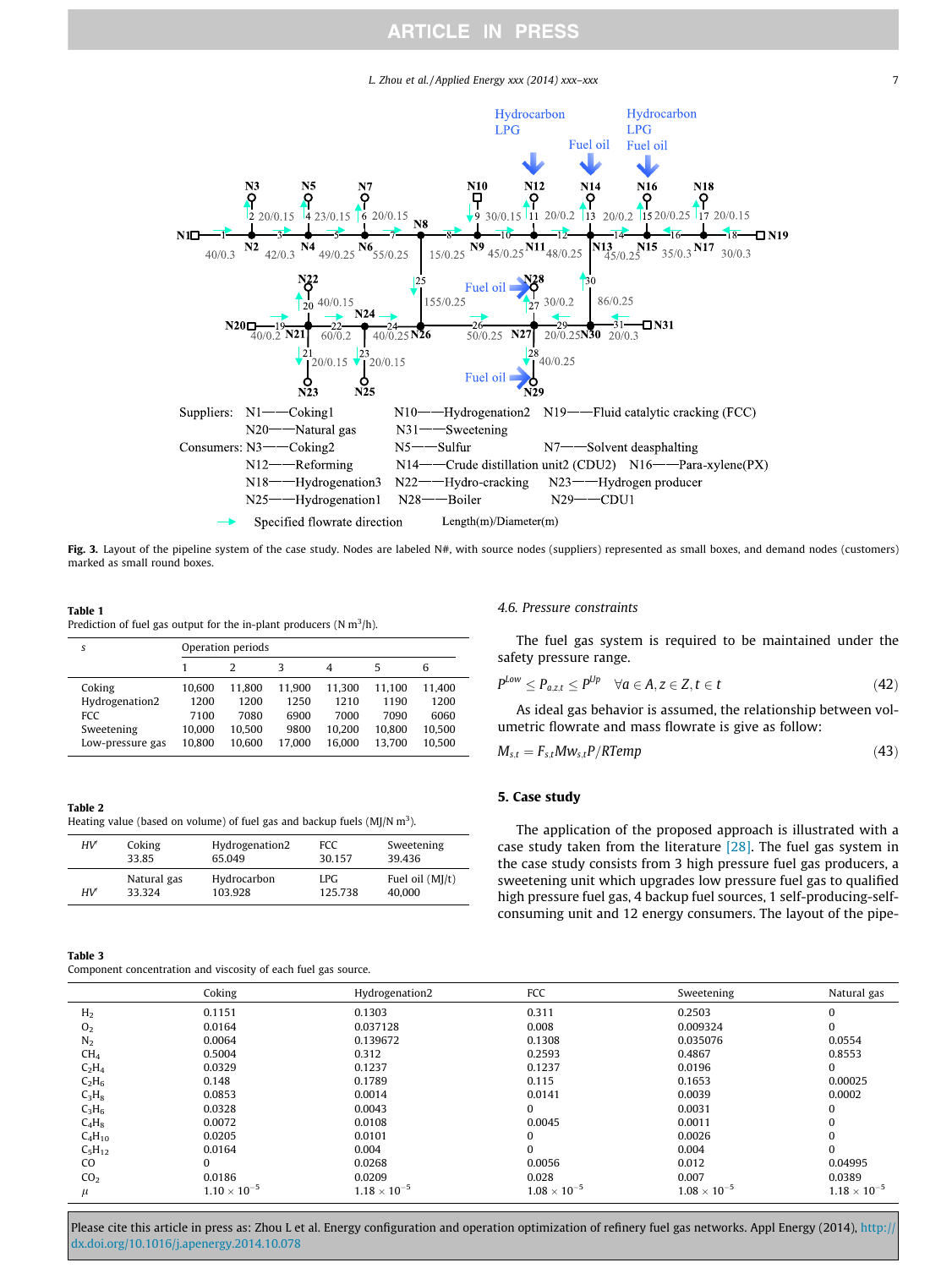Suppliers: N1——Coking1 N10——Hydrogenation2 N19——Fluid catalytic cracking (FCC)

N20——Natural gas N31——Sweetening

Consumers: N3——Coking2 N5——Sulfur N7——Solvent deasphalting

N12——Reforming N14——Crude distillation unit2 (CDU2) N16——Para-xylene(PX)

N18——Hydrogenation3 N22——Hydro-cracking N23——Hydrogen producer

N25——Hydrogenation1 N28——Boiler N29——CDU1

Specified flowrate direction Length(m)/Diameter(m)

**Fig. 3.** Layout of the pipeline system of the case study. Nodes are labeled N#, with source nodes (suppliers) represented as small boxes, and demand nodes (customers) marked as small round boxes.

**Table 1**
Prediction of fuel gas output for the in-plant producers (N m$^3$/h).

| *s* | Operation periods | | | | | |
|---|---|---|---|---|---|---|
| | 1 | 2 | 3 | 4 | 5 | 6 |
| Coking | 10,600 | 11,800 | 11,900 | 11,300 | 11,100 | 11,400 |
| Hydrogenation2 | 1200 | 1200 | 1250 | 1210 | 1190 | 1200 |
| FCC | 7100 | 7080 | 6900 | 7000 | 7090 | 6060 |
| Sweetening | 10,000 | 10,500 | 9800 | 10,200 | 10,800 | 10,500 |
| Low-pressure gas | 10,800 | 10,600 | 17,000 | 16,000 | 13,700 | 10,500 |

**Table 2**
Heating value (based on volume) of fuel gas and backup fuels (MJ/N m$^3$).

| $HV^r$ | Coking | Hydrogenation2 | FCC | Sweetening |
|---|---|---|---|---|
| | 33.85 | 65.049 | 30.157 | 39.436 |
| | Natural gas | Hydrocarbon | LPG | Fuel oil (MJ/t) |
| $HV^r$ | 33.324 | 103.928 | 125.738 | 40,000 |

**Table 3**
Component concentration and viscosity of each fuel gas source.

| | Coking | Hydrogenation2 | FCC | Sweetening | Natural gas |
|---|---|---|---|---|---|
| $H_2$ | 0.1151 | 0.1303 | 0.311 | 0.2503 | 0 |
| $O_2$ | 0.0164 | 0.037128 | 0.008 | 0.009324 | 0 |
| $N_2$ | 0.0064 | 0.139672 | 0.1308 | 0.035076 | 0.0554 |
| $CH_4$ | 0.5004 | 0.312 | 0.2593 | 0.4867 | 0.8553 |
| $C_2H_4$ | 0.0329 | 0.1237 | 0.1237 | 0.0196 | 0 |
| $C_2H_6$ | 0.148 | 0.1789 | 0.115 | 0.1653 | 0.00025 |
| $C_3H_8$ | 0.0853 | 0.0014 | 0.0141 | 0.0039 | 0.0002 |
| $C_3H_6$ | 0.0328 | 0.0043 | 0 | 0.0031 | 0 |
| $C_4H_8$ | 0.0072 | 0.0108 | 0.0045 | 0.0011 | 0 |
| $C_4H_{10}$ | 0.0205 | 0.0101 | 0 | 0.0026 | 0 |
| $C_5H_{12}$ | 0.0164 | 0.004 | 0 | 0.004 | 0 |
| CO | 0 | 0.0268 | 0.0056 | 0.012 | 0.04995 |
| $CO_2$ | 0.0186 | 0.0209 | 0.028 | 0.007 | 0.0389 |
| $\mu$ | $1.10 \times 10^{-5}$ | $1.18 \times 10^{-5}$ | $1.08 \times 10^{-5}$ | $1.08 \times 10^{-5}$ | $1.18 \times 10^{-5}$ |

### 4.6. Pressure constraints

The fuel gas system is required to be maintained under the safety pressure range.

$$P^{Low} \leq P_{a,z,t} \leq P^{Up} \quad \forall a \in A, z \in Z, t \in t \tag{42}$$

As ideal gas behavior is assumed, the relationship between volumetric flowrate and mass flowrate is give as follow:

$$M_{s,t} = F_{s,t} Mw_{s,t} P / RTemp \tag{43}$$

## 5. Case study

The application of the proposed approach is illustrated with a case study taken from the literature [28]. The fuel gas system in the case study consists from 3 high pressure fuel gas producers, a sweetening unit which upgrades low pressure fuel gas to qualified high pressure fuel gas, 4 backup fuel sources, 1 self-producing-self-consuming unit and 12 energy consumers. The layout of the pipe-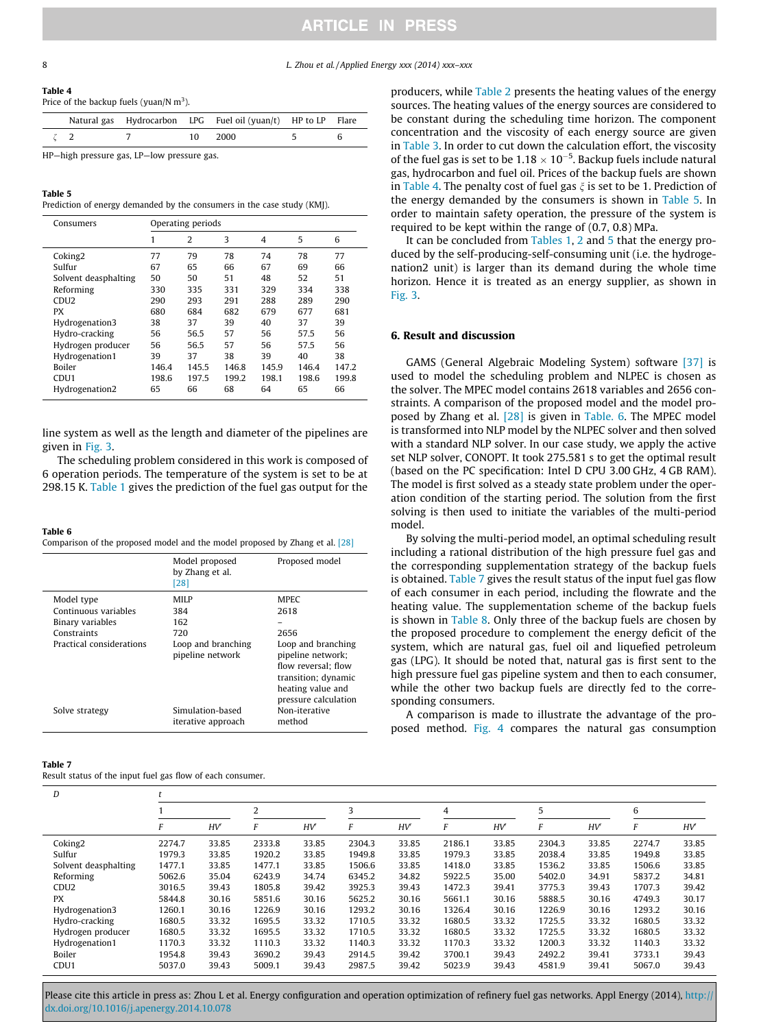**Table 4**
Price of the backup fuels (yuan/N m$^3$).

| | Natural gas | Hydrocarbon | LPG | Fuel oil (yuan/t) | HP to LP | Flare |
|---|---|---|---|---|---|---|
| $\zeta$ | 2 | 7 | 10 | 2000 | 5 | 6 |

HP—high pressure gas, LP—low pressure gas.

**Table 5**
Prediction of energy demanded by the consumers in the case study (KMJ).

| Consumers | Operating periods | | | | | |
|---|---|---|---|---|---|---|
| | 1 | 2 | 3 | 4 | 5 | 6 |
| Coking2 | 77 | 79 | 78 | 74 | 78 | 77 |
| Sulfur | 67 | 65 | 66 | 67 | 69 | 66 |
| Solvent deasphalting | 50 | 50 | 51 | 48 | 52 | 51 |
| Reforming | 330 | 335 | 331 | 329 | 334 | 338 |
| CDU2 | 290 | 293 | 291 | 288 | 289 | 290 |
| PX | 680 | 684 | 682 | 679 | 677 | 681 |
| Hydrogenation3 | 38 | 37 | 39 | 40 | 37 | 39 |
| Hydro-cracking | 56 | 56.5 | 57 | 56 | 57.5 | 56 |
| Hydrogen producer | 56 | 56.5 | 57 | 56 | 57.5 | 56 |
| Hydrogenation1 | 39 | 37 | 38 | 39 | 40 | 38 |
| Boiler | 146.4 | 145.5 | 146.8 | 145.9 | 146.4 | 147.2 |
| CDU1 | 198.6 | 197.5 | 199.2 | 198.1 | 198.6 | 199.8 |
| Hydrogenation2 | 65 | 66 | 68 | 64 | 65 | 66 |

line system as well as the length and diameter of the pipelines are given in Fig. 3.

The scheduling problem considered in this work is composed of 6 operation periods. The temperature of the system is set to be at 298.15 K. Table 1 gives the prediction of the fuel gas output for the producers, while Table 2 presents the heating values of the energy sources. The heating values of the energy sources are considered to be constant during the scheduling time horizon. The component concentration and the viscosity of each energy source are given in Table 3. In order to cut down the calculation effort, the viscosity of the fuel gas is set to be $1.18 \times 10^{-5}$. Backup fuels include natural gas, hydrocarbon and fuel oil. Prices of the backup fuels are shown in Table 4. The penalty cost of fuel gas $\xi$ is set to be 1. Prediction of the energy demanded by the consumers is shown in Table 5. In order to maintain safety operation, the pressure of the system is required to be kept within the range of (0.7, 0.8) MPa.

It can be concluded from Tables 1, 2 and 5 that the energy produced by the self-producing-self-consuming unit (i.e. the hydrogenation2 unit) is larger than its demand during the whole time horizon. Hence it is treated as an energy supplier, as shown in Fig. 3.

## 6. Result and discussion

GAMS (General Algebraic Modeling System) software [37] is used to model the scheduling problem and NLPEC is chosen as the solver. The MPEC model contains 2618 variables and 2656 constraints. A comparison of the proposed model and the model proposed by Zhang et al. [28] is given in Table. 6. The MPEC model is transformed into NLP model by the NLPEC solver and then solved with a standard NLP solver. In our case study, we apply the active set NLP solver, CONOPT. It took 275.581 s to get the optimal result (based on the PC specification: Intel D CPU 3.00 GHz, 4 GB RAM). The model is first solved as a steady state problem under the operation condition of the starting period. The solution from the first solving is then used to initiate the variables of the multi-period model.

By solving the multi-period model, an optimal scheduling result including a rational distribution of the high pressure fuel gas and the corresponding supplementation strategy of the backup fuels is obtained. Table 7 gives the result status of the input fuel gas flow of each consumer in each period, including the flowrate and the heating value. The supplementation scheme of the backup fuels is shown in Table 8. Only three of the backup fuels are chosen by the proposed procedure to complement the energy deficit of the system, which are natural gas, fuel oil and liquefied petroleum gas (LPG). It should be noted that, natural gas is first sent to the high pressure fuel gas pipeline system and then to each consumer, while the other two backup fuels are directly fed to the corresponding consumers.

A comparison is made to illustrate the advantage of the proposed method. Fig. 4 compares the natural gas consumption

**Table 6**
Comparison of the proposed model and the model proposed by Zhang et al. [28]

| | Model proposed by Zhang et al. [28] | Proposed model |
|---|---|---|
| Model type | MILP | MPEC |
| Continuous variables | 384 | 2618 |
| Binary variables | 162 | – |
| Constraints | 720 | 2656 |
| Practical considerations | Loop and branching pipeline network | Loop and branching pipeline network; flow reversal; flow transition; dynamic heating value and pressure calculation |
| Solve strategy | Simulation-based iterative approach | Non-iterative method |

**Table 7**
Result status of the input fuel gas flow of each consumer.

| D | t | | | | | | | | | | | |
|---|---|---|---|---|---|---|---|---|---|---|---|---|
| | 1 | | 2 | | 3 | | 4 | | 5 | | 6 | |
| | F | HV' | F | HV' | F | HV' | F | HV' | F | HV' | F | HV' |
| Coking2 | 2274.7 | 33.85 | 2333.8 | 33.85 | 2304.3 | 33.85 | 2186.1 | 33.85 | 2304.3 | 33.85 | 2274.7 | 33.85 |
| Sulfur | 1979.3 | 33.85 | 1920.2 | 33.85 | 1949.8 | 33.85 | 1979.3 | 33.85 | 2038.4 | 33.85 | 1949.8 | 33.85 |
| Solvent deasphalting | 1477.1 | 33.85 | 1477.1 | 33.85 | 1506.6 | 33.85 | 1418.0 | 33.85 | 1536.2 | 33.85 | 1506.6 | 33.85 |
| Reforming | 5062.6 | 35.04 | 6243.9 | 34.74 | 6345.2 | 34.82 | 5922.5 | 35.00 | 5402.0 | 34.91 | 5837.2 | 34.81 |
| CDU2 | 3016.5 | 39.43 | 1805.8 | 39.42 | 3925.3 | 39.43 | 1472.3 | 39.41 | 3775.3 | 39.43 | 1707.3 | 39.42 |
| PX | 5844.8 | 30.16 | 5851.6 | 30.16 | 5625.2 | 30.16 | 5661.1 | 30.16 | 5888.5 | 30.16 | 4749.3 | 30.17 |
| Hydrogenation3 | 1260.1 | 30.16 | 1226.9 | 30.16 | 1293.2 | 30.16 | 1326.4 | 30.16 | 1226.9 | 30.16 | 1293.2 | 30.16 |
| Hydro-cracking | 1680.5 | 33.32 | 1695.5 | 33.32 | 1710.5 | 33.32 | 1680.5 | 33.32 | 1725.5 | 33.32 | 1680.5 | 33.32 |
| Hydrogen producer | 1680.5 | 33.32 | 1695.5 | 33.32 | 1710.5 | 33.32 | 1680.5 | 33.32 | 1725.5 | 33.32 | 1680.5 | 33.32 |
| Hydrogenation1 | 1170.3 | 33.32 | 1110.3 | 33.32 | 1140.3 | 33.32 | 1170.3 | 33.32 | 1200.3 | 33.32 | 1140.3 | 33.32 |
| Boiler | 1954.8 | 39.43 | 3690.2 | 39.43 | 2914.5 | 39.42 | 3700.1 | 39.43 | 2492.2 | 39.41 | 3733.1 | 39.43 |
| CDU1 | 5037.0 | 39.43 | 5009.1 | 39.43 | 2987.5 | 39.42 | 5023.9 | 39.43 | 4581.9 | 39.41 | 5067.0 | 39.43 |

Please cite this article in press as: Zhou L et al. Energy configuration and operation optimization of refinery fuel gas networks. Appl Energy (2014), http://dx.doi.org/10.1016/j.apenergy.2014.10.078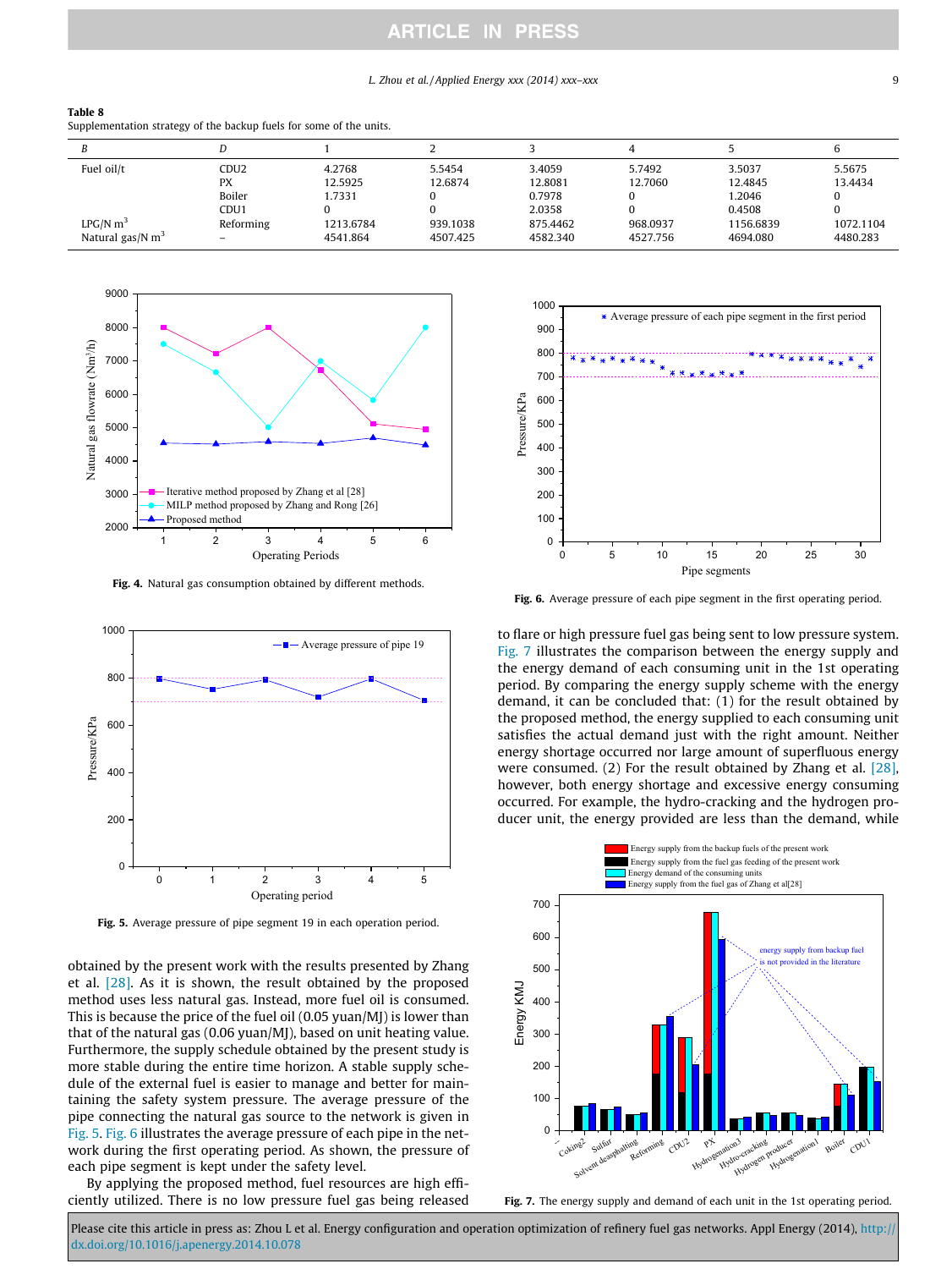**Table 8**
Supplementation strategy of the backup fuels for some of the units.

| B | D | 1 | 2 | 3 | 4 | 5 | 6 |
|---|---|---|---|---|---|---|---|
| Fuel oil/t | CDU2 | 4.2768 | 5.5454 | 3.4059 | 5.7492 | 3.5037 | 5.5675 |
| | PX | 12.5925 | 12.6874 | 12.8081 | 12.7060 | 12.4845 | 13.4434 |
| | Boiler | 1.7331 | 0 | 0.7978 | 0 | 1.2046 | 0 |
| | CDU1 | 0 | 0 | 2.0358 | 0 | 0.4508 | 0 |
| LPG/N m$^3$ | Reforming | 1213.6784 | 939.1038 | 875.4462 | 968.0937 | 1156.6839 | 1072.1104 |
| Natural gas/N m$^3$ | – | 4541.864 | 4507.425 | 4582.340 | 4527.756 | 4694.080 | 4480.283 |

**Fig. 4.** Natural gas consumption obtained by different methods.

**Fig. 5.** Average pressure of pipe segment 19 in each operation period.

obtained by the present work with the results presented by Zhang et al. [28]. As it is shown, the result obtained by the proposed method uses less natural gas. Instead, more fuel oil is consumed. This is because the price of the fuel oil (0.05 yuan/MJ) is lower than that of the natural gas (0.06 yuan/MJ), based on unit heating value. Furthermore, the supply schedule obtained by the present study is more stable during the entire time horizon. A stable supply schedule of the external fuel is easier to manage and better for maintaining the safety system pressure. The average pressure of the pipe connecting the natural gas source to the network is given in Fig. 5. Fig. 6 illustrates the average pressure of each pipe in the network during the first operating period. As shown, the pressure of each pipe segment is kept under the safety level.

By applying the proposed method, fuel resources are high efficiently utilized. There is no low pressure fuel gas being released to flare or high pressure fuel gas being sent to low pressure system. Fig. 7 illustrates the comparison between the energy supply and the energy demand of each consuming unit in the 1st operating period. By comparing the energy supply scheme with the energy demand, it can be concluded that: (1) for the result obtained by the proposed method, the energy supplied to each consuming unit satisfies the actual demand just with the right amount. Neither energy shortage occurred nor large amount of superfluous energy were consumed. (2) For the result obtained by Zhang et al. [28], however, both energy shortage and excessive energy consuming occurred. For example, the hydro-cracking and the hydrogen producer unit, the energy provided are less than the demand, while

**Fig. 6.** Average pressure of each pipe segment in the first operating period.

**Fig. 7.** The energy supply and demand of each unit in the 1st operating period.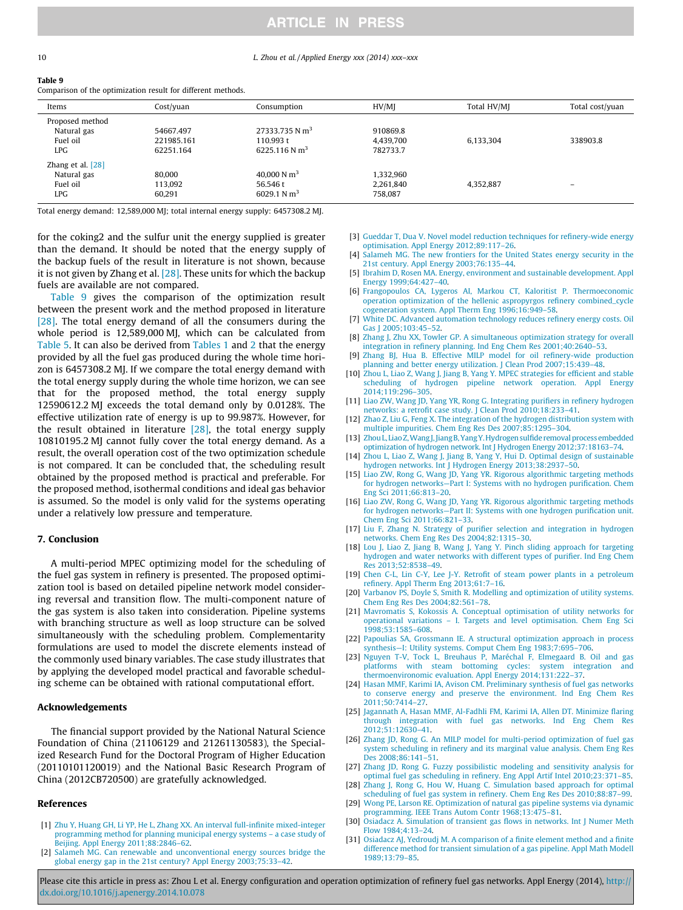**Table 9**
Comparison of the optimization result for different methods.

| Items | Cost/yuan | Consumption | HV/MJ | Total HV/MJ | Total cost/yuan |
|---|---|---|---|---|---|
| Proposed method | | | | | |
| Natural gas | 54667.497 | 27333.735 N $m^3$ | 910869.8 | 6,133,304 | 338903.8 |
| Fuel oil | 221985.161 | 110.993 t | 4,439,700 | | |
| LPG | 62251.164 | 6225.116 N $m^3$ | 782733.7 | | |
| Zhang et al. [28] | | | | | |
| Natural gas | 80,000 | 40,000 N $m^3$ | 1,332,960 | 4,352,887 | – |
| Fuel oil | 113,092 | 56.546 t | 2,261,840 | | |
| LPG | 60,291 | 6029.1 N $m^3$ | 758,087 | | |

Total energy demand: 12,589,000 MJ; total internal energy supply: 6457308.2 MJ.

for the coking2 and the sulfur unit the energy supplied is greater than the demand. It should be noted that the energy supply of the backup fuels of the result in literature is not shown, because it is not given by Zhang et al. [28]. These units for which the backup fuels are available are not compared.

Table 9 gives the comparison of the optimization result between the present work and the method proposed in literature [28]. The total energy demand of all the consumers during the whole period is 12,589,000 MJ, which can be calculated from Table 5. It can also be derived from Tables 1 and 2 that the energy provided by all the fuel gas produced during the whole time horizon is 6457308.2 MJ. If we compare the total energy demand with the total energy supply during the whole time horizon, we can see that for the proposed method, the total energy supply 12590612.2 MJ exceeds the total demand only by 0.0128%. The effective utilization rate of energy is up to 99.987%. However, for the result obtained in literature [28], the total energy supply 10810195.2 MJ cannot fully cover the total energy demand. As a result, the overall operation cost of the two optimization schedule is not compared. It can be concluded that, the scheduling result obtained by the proposed method is practical and preferable. For the proposed method, isothermal conditions and ideal gas behavior is assumed. So the model is only valid for the systems operating under a relatively low pressure and temperature.

## 7. Conclusion

A multi-period MPEC optimizing model for the scheduling of the fuel gas system in refinery is presented. The proposed optimization tool is based on detailed pipeline network model considering reversal and transition flow. The multi-component nature of the gas system is also taken into consideration. Pipeline systems with branching structure as well as loop structure can be solved simultaneously with the scheduling problem. Complementarity formulations are used to model the discrete elements instead of the commonly used binary variables. The case study illustrates that by applying the developed model practical and favorable scheduling scheme can be obtained with rational computational effort.

## Acknowledgements

The financial support provided by the National Natural Science Foundation of China (21106129 and 21261130583), the Specialized Research Fund for the Doctoral Program of Higher Education (20110101120019) and the National Basic Research Program of China (2012CB720500) are gratefully acknowledged.

## References

[1] Zhu Y, Huang GH, Li YP, He L, Zhang XX. An interval full-infinite mixed-integer programming method for planning municipal energy systems – a case study of Beijing. Appl Energy 2011;88:2846–62.

[2] Salameh MG. Can renewable and unconventional energy sources bridge the global energy gap in the 21st century? Appl Energy 2003;75:33–42.

[3] Gueddar T, Dua V. Novel model reduction techniques for refinery-wide energy optimisation. Appl Energy 2012;89:117–26.

[4] Salameh MG. The new frontiers for the United States energy security in the 21st century. Appl Energy 2003;76:135–44.

[5] Ibrahim D, Rosen MA. Energy, environment and sustainable development. Appl Energy 1999;64:427–40.

[6] Frangopoulos CA, Lygeros AI, Markou CT, Kaloritist P. Thermoeconomic operation optimization of the hellenic aspropyrgos refinery combined_cycle cogeneration system. Appl Therm Eng 1996;16:949–58.

[7] White DC. Advanced automation technology reduces refinery energy costs. Oil Gas J 2005;103:45–52.

[8] Zhang J, Zhu XX, Towler GP. A simultaneous optimization strategy for overall integration in refinery planning. Ind Eng Chem Res 2001;40:2640–53.

[9] Zhang BJ, Hua B. Effective MILP model for oil refinery-wide production planning and better energy utilization. J Clean Prod 2007;15:439–48.

[10] Zhou L, Liao Z, Wang J, Jiang B, Yang Y. MPEC strategies for efficient and stable scheduling of hydrogen pipeline network operation. Appl Energy 2014;119:296–305.

[11] Liao ZW, Wang JD, Yang YR, Rong G. Integrating purifiers in refinery hydrogen networks: a retrofit case study. J Clean Prod 2010;18:233–41.

[12] Zhao Z, Liu G, Feng X. The integration of the hydrogen distribution system with multiple impurities. Chem Eng Res Des 2007;85:1295–304.

[13] Zhou L, Liao Z, Wang J, Jiang B, Yang Y. Hydrogen sulfide removal process embedded optimization of hydrogen network. Int J Hydrogen Energy 2012;37:18163–74.

[14] Zhou L, Liao Z, Wang J, Jiang B, Yang Y, Hui D. Optimal design of sustainable hydrogen networks. Int J Hydrogen Energy 2013;38:2937–50.

[15] Liao ZW, Rong G, Wang JD, Yang YR. Rigorous algorithmic targeting methods for hydrogen networks—Part I: Systems with no hydrogen purification. Chem Eng Sci 2011;66:813–20.

[16] Liao ZW, Rong G, Wang JD, Yang YR. Rigorous algorithmic targeting methods for hydrogen networks—Part II: Systems with one hydrogen purification unit. Chem Eng Sci 2011;66:821–33.

[17] Liu F, Zhang N. Strategy of purifier selection and integration in hydrogen networks. Chem Eng Res Des 2004;82:1315–30.

[18] Lou J, Liao Z, Jiang B, Wang J, Yang Y. Pinch sliding approach for targeting hydrogen and water networks with different types of purifier. Ind Eng Chem Res 2013;52:8538–49.

[19] Chen C-L, Lin C-Y, Lee J-Y. Retrofit of steam power plants in a petroleum refinery. Appl Therm Eng 2013;61:7–16.

[20] Varbanov PS, Doyle S, Smith R. Modelling and optimization of utility systems. Chem Eng Res Des 2004;82:561–78.

[21] Mavromatis S, Kokossis A. Conceptual optimisation of utility networks for operational variations – I. Targets and level optimisation. Chem Eng Sci 1998;53:1585–608.

[22] Papoulias SA, Grossmann IE. A structural optimization approach in process synthesis—I: Utility systems. Comput Chem Eng 1983;7:695–706.

[23] Nguyen T-V, Tock L, Breuhaus P, Maréchal F, Elmegaard B. Oil and gas platforms with steam bottoming cycles: system integration and thermoenvironomic evaluation. Appl Energy 2014;131:222–37.

[24] Hasan MMF, Karimi IA, Avison CM. Preliminary synthesis of fuel gas networks to conserve energy and preserve the environment. Ind Eng Chem Res 2011;50:7414–27.

[25] Jagannath A, Hasan MMF, Al-Fadhli FM, Karimi IA, Allen DT. Minimize flaring through integration with fuel gas networks. Ind Eng Chem Res 2012;51:12630–41.

[26] Zhang JD, Rong G. An MILP model for multi-period optimization of fuel gas system scheduling in refinery and its marginal value analysis. Chem Eng Res Des 2008;86:141–51.

[27] Zhang JD, Rong G. Fuzzy possibilistic modeling and sensitivity analysis for optimal fuel gas scheduling in refinery. Eng Appl Artif Intel 2010;23:371–85.

[28] Zhang J, Rong G, Hou W, Huang C. Simulation based approach for optimal scheduling of fuel gas system in refinery. Chem Eng Res Des 2010;88:87–99.

[29] Wong PE, Larson RE. Optimization of natural gas pipeline systems via dynamic programming. IEEE Trans Autom Contr 1968;13:475–81.

[30] Osiadacz A. Simulation of transient gas flows in networks. Int J Numer Meth Flow 1984;4:13–24.

[31] Osiadacz AJ, Yedroudj M. A comparison of a finite element method and a finite difference method for transient simulation of a gas pipeline. Appl Math Modell 1989;13:79–85.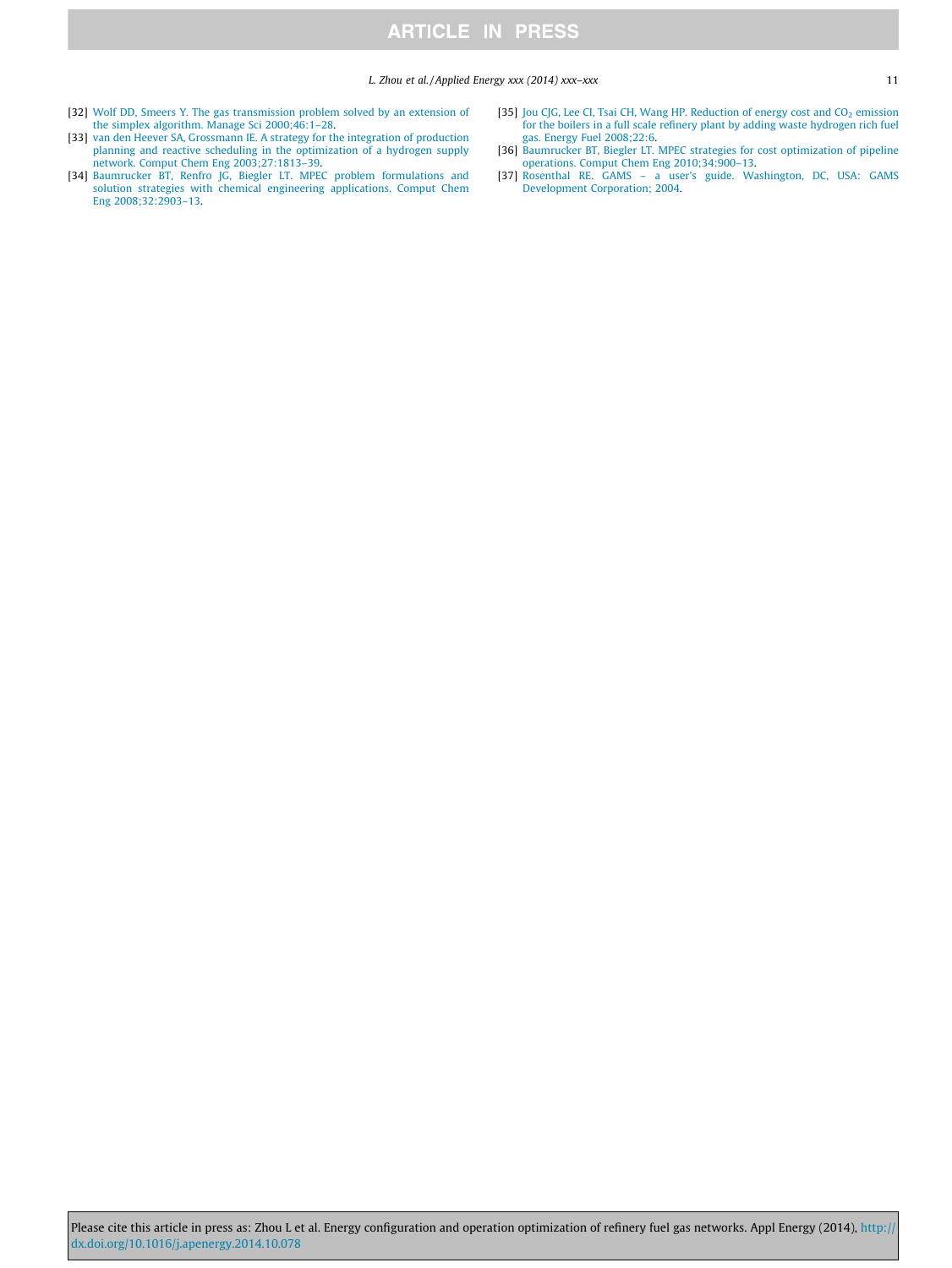[32] Wolf DD, Smeers Y. The gas transmission problem solved by an extension of the simplex algorithm. Manage Sci 2000;46:1–28.

[33] van den Heever SA, Grossmann IE. A strategy for the integration of production planning and reactive scheduling in the optimization of a hydrogen supply network. Comput Chem Eng 2003;27:1813–39.

[34] Baumrucker BT, Renfro JG, Biegler LT. MPEC problem formulations and solution strategies with chemical engineering applications. Comput Chem Eng 2008;32:2903–13.

[35] Jou CJG, Lee CI, Tsai CH, Wang HP. Reduction of energy cost and $CO_2$ emission for the boilers in a full scale refinery plant by adding waste hydrogen rich fuel gas. Energy Fuel 2008;22:6.

[36] Baumrucker BT, Biegler LT. MPEC strategies for cost optimization of pipeline operations. Comput Chem Eng 2010;34:900–13.

[37] Rosenthal RE. GAMS – a user's guide. Washington, DC, USA: GAMS Development Corporation; 2004.

Please cite this article in press as: Zhou L et al. Energy configuration and operation optimization of refinery fuel gas networks. Appl Energy (2014), http://dx.doi.org/10.1016/j.apenergy.2014.10.078